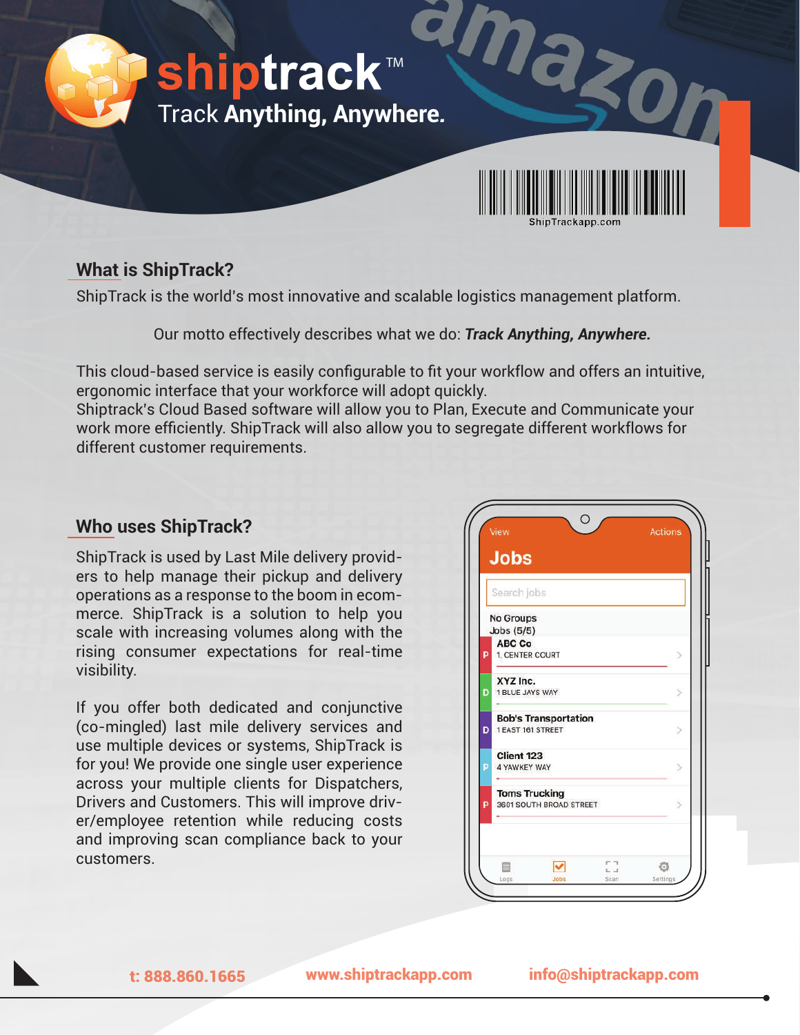# shiptrack™

Track **Anything, Anywhere.**

ShipTrackapp.com

## What is ShipTrack?

ShipTrack is the world's most innovative and scalable logistics management platform.

Our motto effectively describes what we do: ***Track Anything, Anywhere.***

This cloud-based service is easily configurable to fit your workflow and offers an intuitive, ergonomic interface that your workforce will adopt quickly.
Shiptrack's Cloud Based software will allow you to Plan, Execute and Communicate your work more efficiently. ShipTrack will also allow you to segregate different workflows for different customer requirements.

## Who uses ShipTrack?

ShipTrack is used by Last Mile delivery providers to help manage their pickup and delivery operations as a response to the boom in ecommerce. ShipTrack is a solution to help you scale with increasing volumes along with the rising consumer expectations for real-time visibility.

If you offer both dedicated and conjunctive (co-mingled) last mile delivery services and use multiple devices or systems, ShipTrack is for you! We provide one single user experience across your multiple clients for Dispatchers, Drivers and Customers. This will improve driver/employee retention while reducing costs and improving scan compliance back to your customers.

**t: 888.860.1665** **www.shiptrackapp.com** **info@shiptrackapp.com**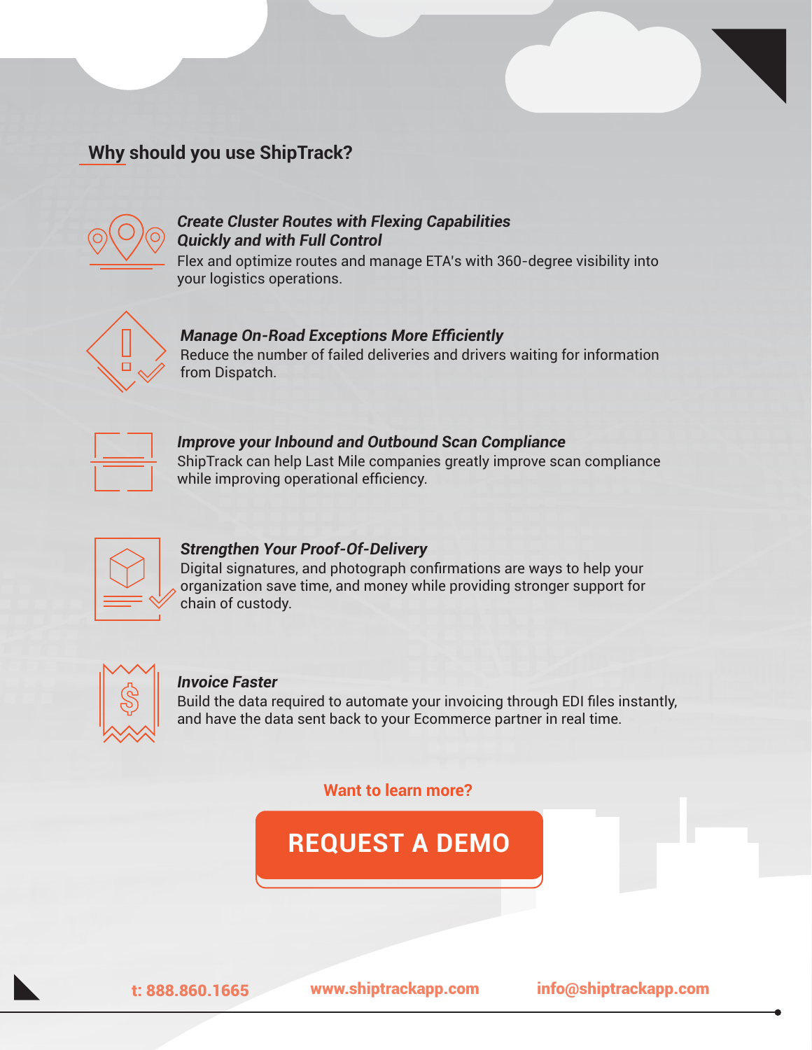## Why should you use ShipTrack?

***Create Cluster Routes with Flexing Capabilities Quickly and with Full Control***

Flex and optimize routes and manage ETA's with 360-degree visibility into your logistics operations.

***Manage On-Road Exceptions More Efficiently***

Reduce the number of failed deliveries and drivers waiting for information from Dispatch.

***Improve your Inbound and Outbound Scan Compliance***

ShipTrack can help Last Mile companies greatly improve scan compliance while improving operational efficiency.

***Strengthen Your Proof-Of-Delivery***

Digital signatures, and photograph confirmations are ways to help your organization save time, and money while providing stronger support for chain of custody.

***Invoice Faster***

Build the data required to automate your invoicing through EDI files instantly, and have the data sent back to your Ecommerce partner in real time.

**Want to learn more?**

**REQUEST A DEMO**

**t: 888.860.1665** **www.shiptrackapp.com** **info@shiptrackapp.com**